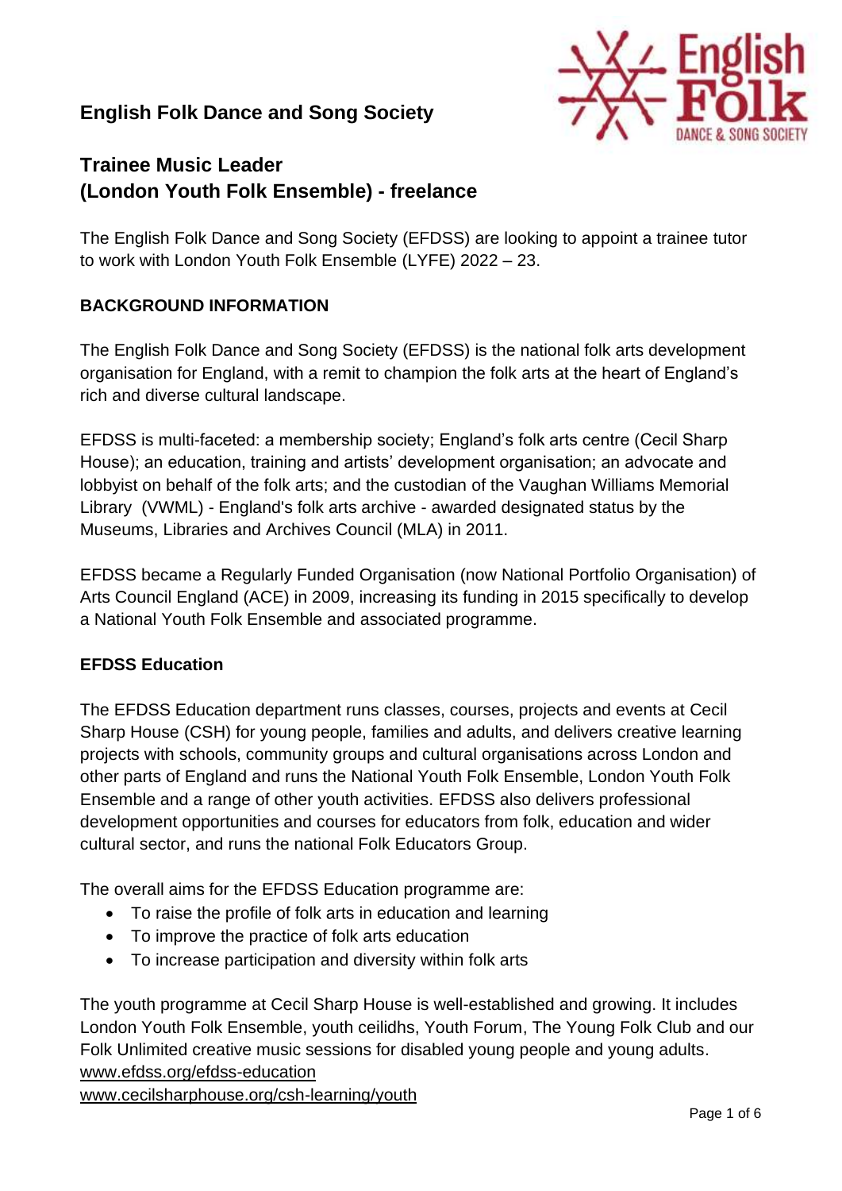# English Folk Dance and Song Society

## Trainee Music Leader (London Youth Folk Ensemble) - freelance

The English Folk Dance and Song Society (EFDSS) are looking to appoint a trainee tutor to work with London Youth Folk Ensemble (LYFE) 2022 – 23.

### BACKGROUND INFORMATION

The English Folk Dance and Song Society (EFDSS) is the national folk arts development organisation for England, with a remit to champion the folk arts at the heart of England's rich and diverse cultural landscape.

EFDSS is multi-faceted: a membership society; England's folk arts centre (Cecil Sharp House); an education, training and artists' development organisation; an advocate and lobbyist on behalf of the folk arts; and the custodian of the Vaughan Williams Memorial Library (VWML) - England's folk arts archive - awarded designated status by the Museums, Libraries and Archives Council (MLA) in 2011.

EFDSS became a Regularly Funded Organisation (now National Portfolio Organisation) of Arts Council England (ACE) in 2009, increasing its funding in 2015 specifically to develop a National Youth Folk Ensemble and associated programme.

### EFDSS Education

The EFDSS Education department runs classes, courses, projects and events at Cecil Sharp House (CSH) for young people, families and adults, and delivers creative learning projects with schools, community groups and cultural organisations across London and other parts of England and runs the National Youth Folk Ensemble, London Youth Folk Ensemble and a range of other youth activities. EFDSS also delivers professional development opportunities and courses for educators from folk, education and wider cultural sector, and runs the national Folk Educators Group.

The overall aims for the EFDSS Education programme are:

- To raise the profile of folk arts in education and learning
- To improve the practice of folk arts education
- To increase participation and diversity within folk arts

The youth programme at Cecil Sharp House is well-established and growing. It includes London Youth Folk Ensemble, youth ceilidhs, Youth Forum, The Young Folk Club and our Folk Unlimited creative music sessions for disabled young people and young adults.
www.efdss.org/efdss-education
www.cecilsharphouse.org/csh-learning/youth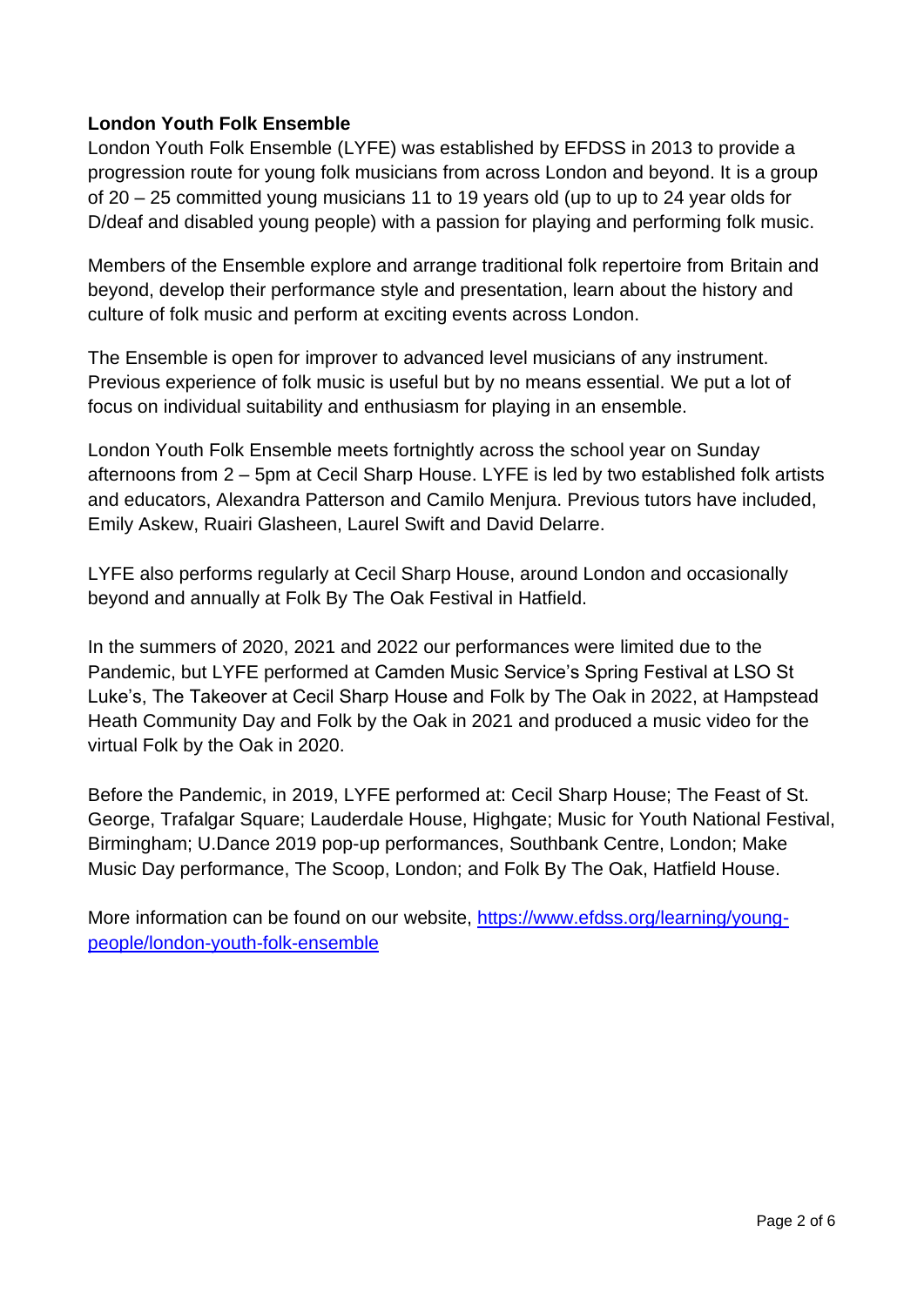**London Youth Folk Ensemble**

London Youth Folk Ensemble (LYFE) was established by EFDSS in 2013 to provide a progression route for young folk musicians from across London and beyond. It is a group of 20 – 25 committed young musicians 11 to 19 years old (up to up to 24 year olds for D/deaf and disabled young people) with a passion for playing and performing folk music.

Members of the Ensemble explore and arrange traditional folk repertoire from Britain and beyond, develop their performance style and presentation, learn about the history and culture of folk music and perform at exciting events across London.

The Ensemble is open for improver to advanced level musicians of any instrument. Previous experience of folk music is useful but by no means essential. We put a lot of focus on individual suitability and enthusiasm for playing in an ensemble.

London Youth Folk Ensemble meets fortnightly across the school year on Sunday afternoons from 2 – 5pm at Cecil Sharp House. LYFE is led by two established folk artists and educators, Alexandra Patterson and Camilo Menjura. Previous tutors have included, Emily Askew, Ruairi Glasheen, Laurel Swift and David Delarre.

LYFE also performs regularly at Cecil Sharp House, around London and occasionally beyond and annually at Folk By The Oak Festival in Hatfield.

In the summers of 2020, 2021 and 2022 our performances were limited due to the Pandemic, but LYFE performed at Camden Music Service's Spring Festival at LSO St Luke's, The Takeover at Cecil Sharp House and Folk by The Oak in 2022, at Hampstead Heath Community Day and Folk by the Oak in 2021 and produced a music video for the virtual Folk by the Oak in 2020.

Before the Pandemic, in 2019, LYFE performed at: Cecil Sharp House; The Feast of St. George, Trafalgar Square; Lauderdale House, Highgate; Music for Youth National Festival, Birmingham; U.Dance 2019 pop-up performances, Southbank Centre, London; Make Music Day performance, The Scoop, London; and Folk By The Oak, Hatfield House.

More information can be found on our website, [https://www.efdss.org/learning/young-people/london-youth-folk-ensemble](https://www.efdss.org/learning/young-people/london-youth-folk-ensemble)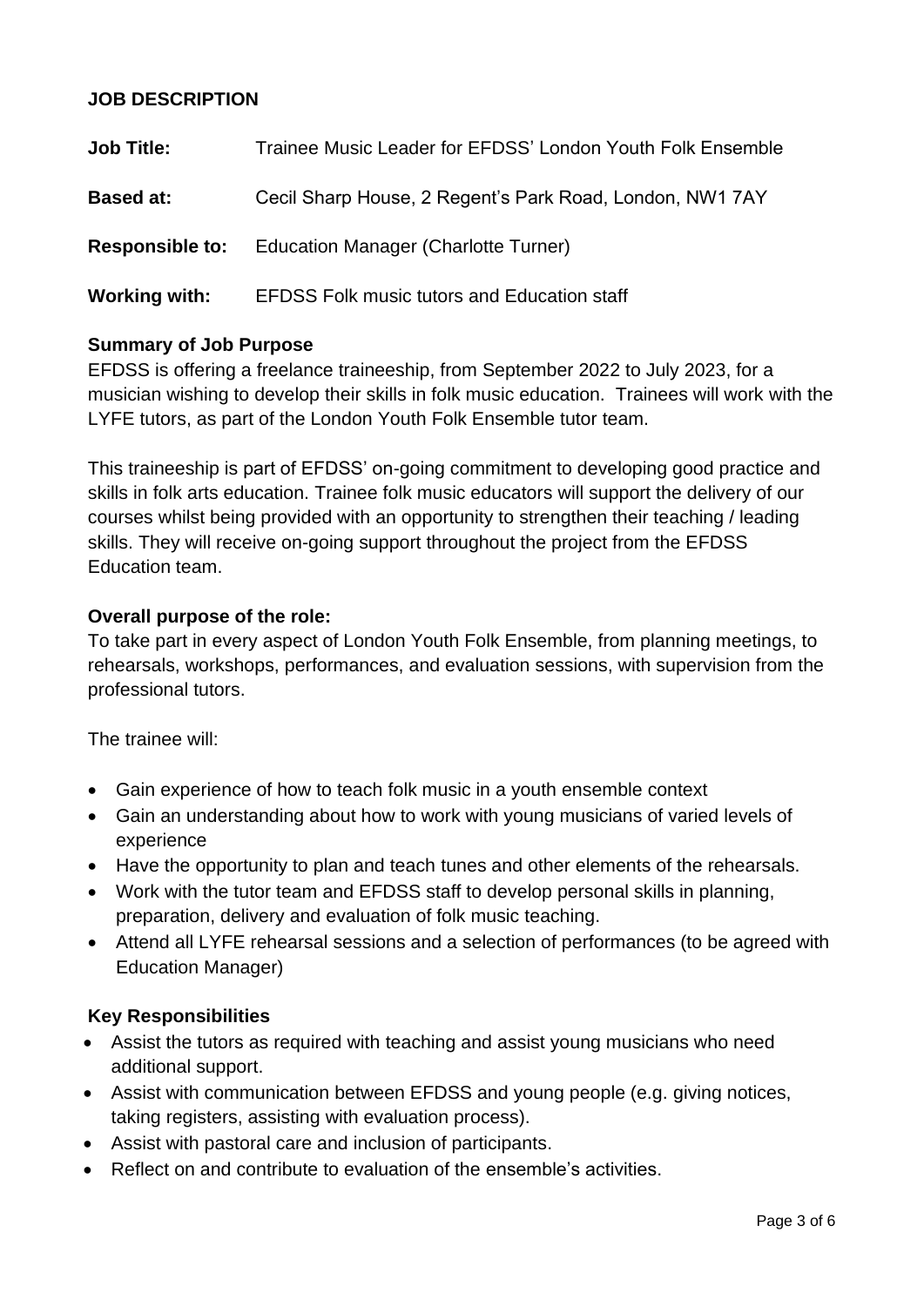## JOB DESCRIPTION

**Job Title:** Trainee Music Leader for EFDSS' London Youth Folk Ensemble

**Based at:** Cecil Sharp House, 2 Regent's Park Road, London, NW1 7AY

**Responsible to:** Education Manager (Charlotte Turner)

**Working with:** EFDSS Folk music tutors and Education staff

### Summary of Job Purpose

EFDSS is offering a freelance traineeship, from September 2022 to July 2023, for a musician wishing to develop their skills in folk music education. Trainees will work with the LYFE tutors, as part of the London Youth Folk Ensemble tutor team.

This traineeship is part of EFDSS' on-going commitment to developing good practice and skills in folk arts education. Trainee folk music educators will support the delivery of our courses whilst being provided with an opportunity to strengthen their teaching / leading skills. They will receive on-going support throughout the project from the EFDSS Education team.

### Overall purpose of the role:

To take part in every aspect of London Youth Folk Ensemble, from planning meetings, to rehearsals, workshops, performances, and evaluation sessions, with supervision from the professional tutors.

The trainee will:

- Gain experience of how to teach folk music in a youth ensemble context
- Gain an understanding about how to work with young musicians of varied levels of experience
- Have the opportunity to plan and teach tunes and other elements of the rehearsals.
- Work with the tutor team and EFDSS staff to develop personal skills in planning, preparation, delivery and evaluation of folk music teaching.
- Attend all LYFE rehearsal sessions and a selection of performances (to be agreed with Education Manager)

### Key Responsibilities

- Assist the tutors as required with teaching and assist young musicians who need additional support.
- Assist with communication between EFDSS and young people (e.g. giving notices, taking registers, assisting with evaluation process).
- Assist with pastoral care and inclusion of participants.
- Reflect on and contribute to evaluation of the ensemble's activities.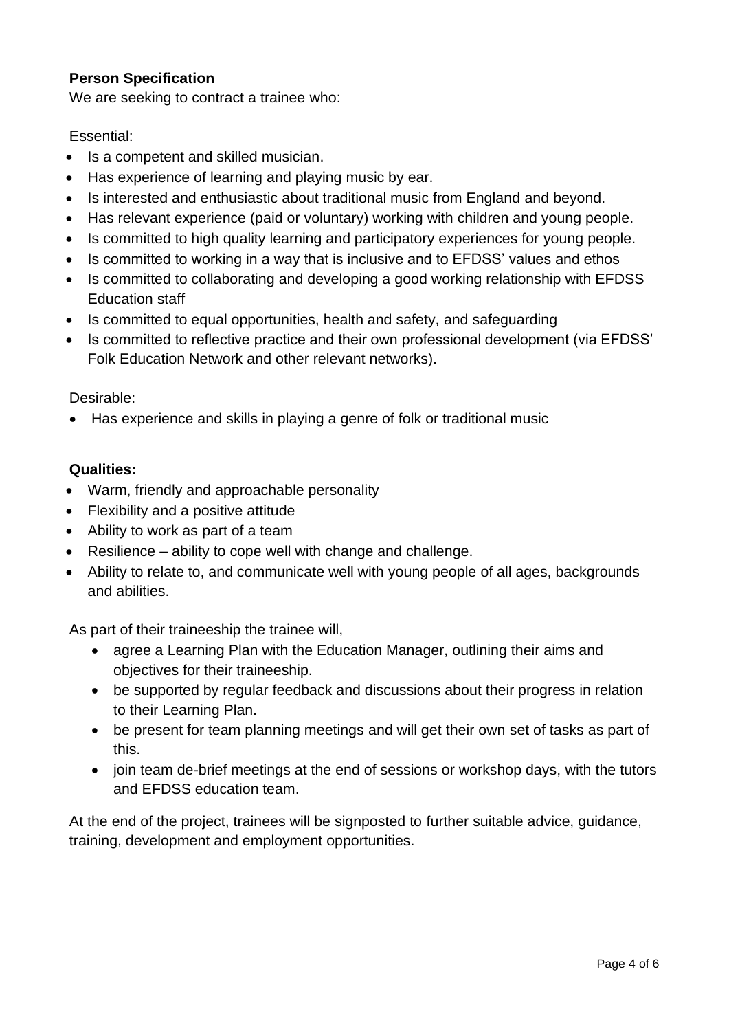**Person Specification**

We are seeking to contract a trainee who:

Essential:

- Is a competent and skilled musician.
- Has experience of learning and playing music by ear.
- Is interested and enthusiastic about traditional music from England and beyond.
- Has relevant experience (paid or voluntary) working with children and young people.
- Is committed to high quality learning and participatory experiences for young people.
- Is committed to working in a way that is inclusive and to EFDSS' values and ethos
- Is committed to collaborating and developing a good working relationship with EFDSS Education staff
- Is committed to equal opportunities, health and safety, and safeguarding
- Is committed to reflective practice and their own professional development (via EFDSS' Folk Education Network and other relevant networks).

Desirable:

- Has experience and skills in playing a genre of folk or traditional music

**Qualities:**

- Warm, friendly and approachable personality
- Flexibility and a positive attitude
- Ability to work as part of a team
- Resilience – ability to cope well with change and challenge.
- Ability to relate to, and communicate well with young people of all ages, backgrounds and abilities.

As part of their traineeship the trainee will,

- agree a Learning Plan with the Education Manager, outlining their aims and objectives for their traineeship.
- be supported by regular feedback and discussions about their progress in relation to their Learning Plan.
- be present for team planning meetings and will get their own set of tasks as part of this.
- join team de-brief meetings at the end of sessions or workshop days, with the tutors and EFDSS education team.

At the end of the project, trainees will be signposted to further suitable advice, guidance, training, development and employment opportunities.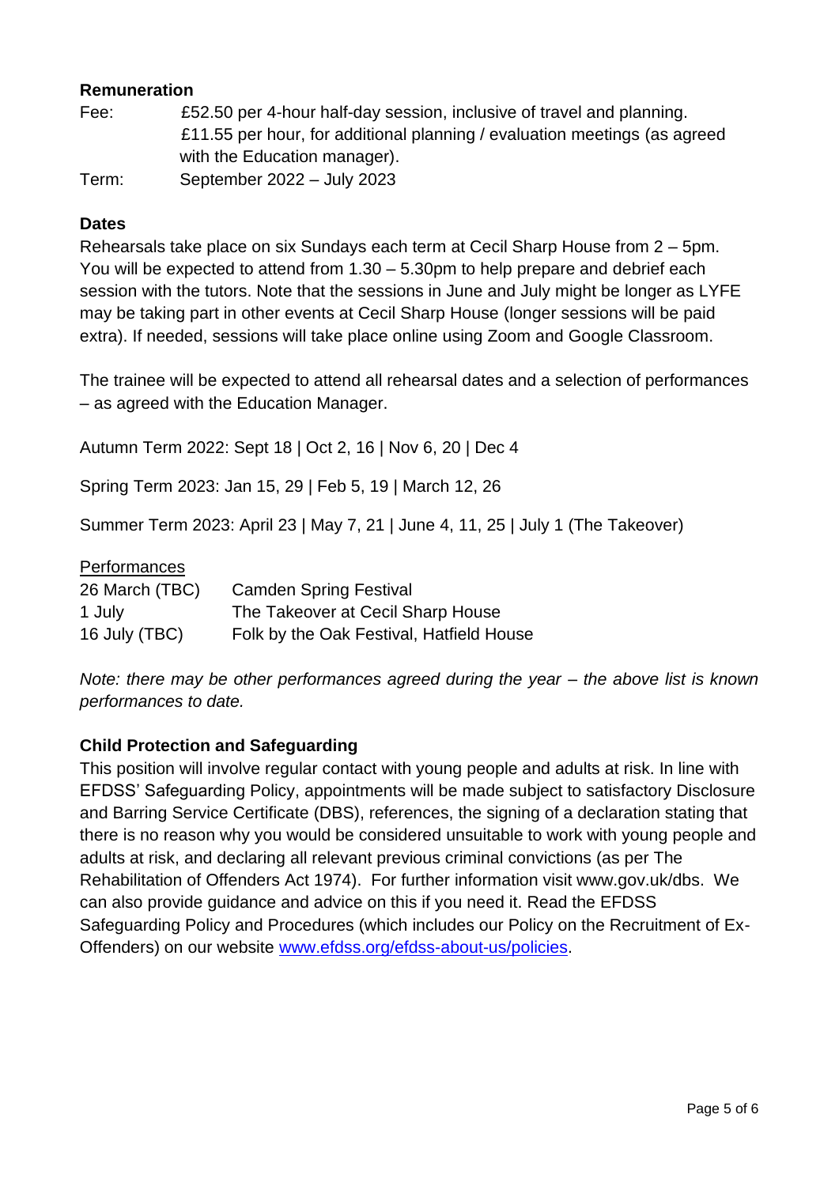**Remuneration**

| | |
|---|---|
| Fee: | £52.50 per 4-hour half-day session, inclusive of travel and planning. £11.55 per hour, for additional planning / evaluation meetings (as agreed with the Education manager). |
| Term: | September 2022 – July 2023 |

**Dates**

Rehearsals take place on six Sundays each term at Cecil Sharp House from 2 – 5pm. You will be expected to attend from 1.30 – 5.30pm to help prepare and debrief each session with the tutors. Note that the sessions in June and July might be longer as LYFE may be taking part in other events at Cecil Sharp House (longer sessions will be paid extra). If needed, sessions will take place online using Zoom and Google Classroom.

The trainee will be expected to attend all rehearsal dates and a selection of performances – as agreed with the Education Manager.

Autumn Term 2022: Sept 18 | Oct 2, 16 | Nov 6, 20 | Dec 4

Spring Term 2023: Jan 15, 29 | Feb 5, 19 | March 12, 26

Summer Term 2023: April 23 | May 7, 21 | June 4, 11, 25 | July 1 (The Takeover)

Performances

| | |
|---|---|
| 26 March (TBC) | Camden Spring Festival |
| 1 July | The Takeover at Cecil Sharp House |
| 16 July (TBC) | Folk by the Oak Festival, Hatfield House |

*Note: there may be other performances agreed during the year – the above list is known performances to date.*

**Child Protection and Safeguarding**

This position will involve regular contact with young people and adults at risk. In line with EFDSS' Safeguarding Policy, appointments will be made subject to satisfactory Disclosure and Barring Service Certificate (DBS), references, the signing of a declaration stating that there is no reason why you would be considered unsuitable to work with young people and adults at risk, and declaring all relevant previous criminal convictions (as per The Rehabilitation of Offenders Act 1974). For further information visit www.gov.uk/dbs. We can also provide guidance and advice on this if you need it. Read the EFDSS Safeguarding Policy and Procedures (which includes our Policy on the Recruitment of Ex-Offenders) on our website [www.efdss.org/efdss-about-us/policies](www.efdss.org/efdss-about-us/policies).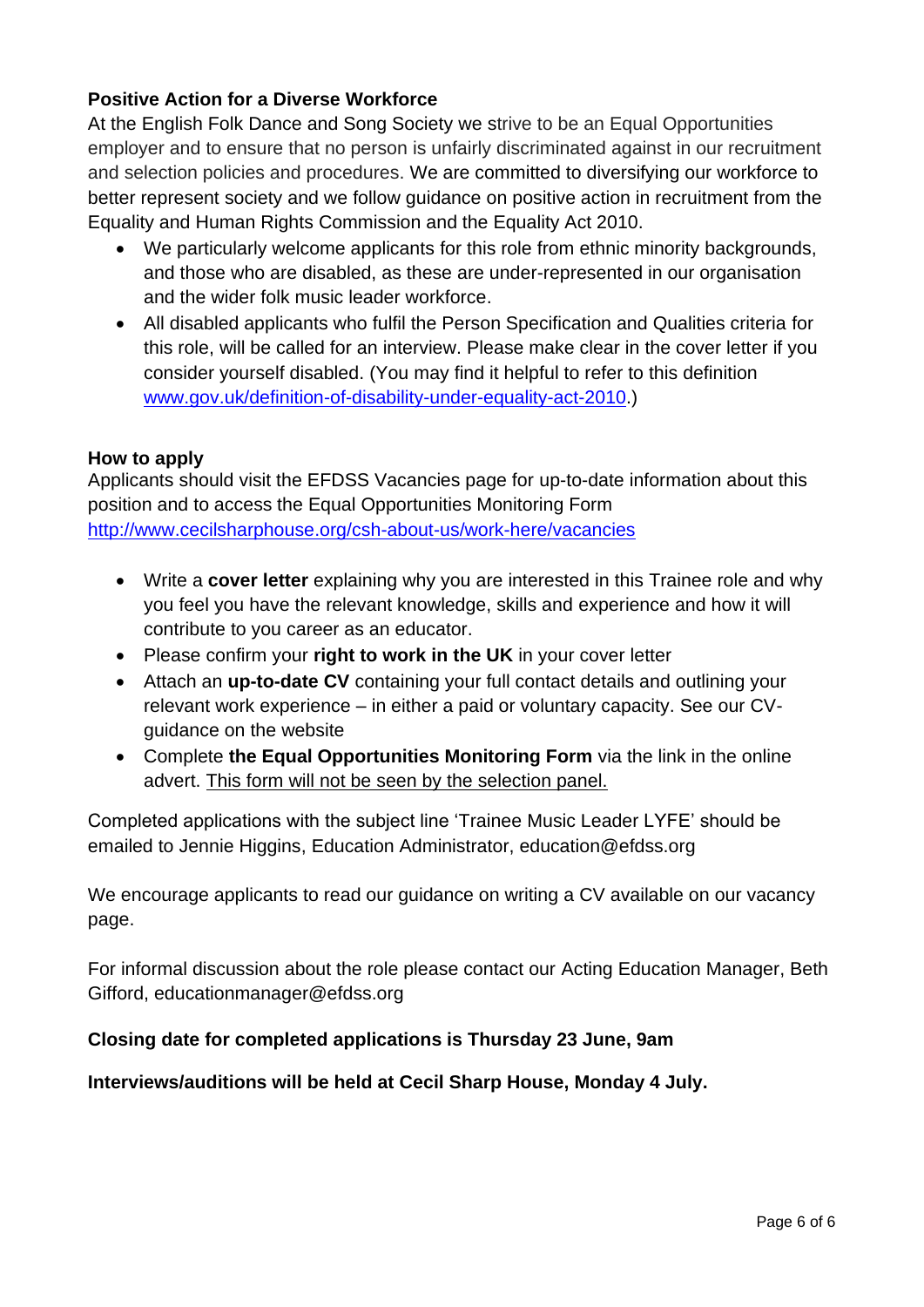**Positive Action for a Diverse Workforce**

At the English Folk Dance and Song Society we strive to be an Equal Opportunities employer and to ensure that no person is unfairly discriminated against in our recruitment and selection policies and procedures. We are committed to diversifying our workforce to better represent society and we follow guidance on positive action in recruitment from the Equality and Human Rights Commission and the Equality Act 2010.

- We particularly welcome applicants for this role from ethnic minority backgrounds, and those who are disabled, as these are under-represented in our organisation and the wider folk music leader workforce.
- All disabled applicants who fulfil the Person Specification and Qualities criteria for this role, will be called for an interview. Please make clear in the cover letter if you consider yourself disabled. (You may find it helpful to refer to this definition [www.gov.uk/definition-of-disability-under-equality-act-2010](www.gov.uk/definition-of-disability-under-equality-act-2010).)

**How to apply**

Applicants should visit the EFDSS Vacancies page for up-to-date information about this position and to access the Equal Opportunities Monitoring Form
[http://www.cecilsharphouse.org/csh-about-us/work-here/vacancies](http://www.cecilsharphouse.org/csh-about-us/work-here/vacancies)

- Write a **cover letter** explaining why you are interested in this Trainee role and why you feel you have the relevant knowledge, skills and experience and how it will contribute to you career as an educator.
- Please confirm your **right to work in the UK** in your cover letter
- Attach an **up-to-date CV** containing your full contact details and outlining your relevant work experience – in either a paid or voluntary capacity. See our CV-guidance on the website
- Complete **the Equal Opportunities Monitoring Form** via the link in the online advert. <u>This form will not be seen by the selection panel.</u>

Completed applications with the subject line 'Trainee Music Leader LYFE' should be emailed to Jennie Higgins, Education Administrator, education@efdss.org

We encourage applicants to read our guidance on writing a CV available on our vacancy page.

For informal discussion about the role please contact our Acting Education Manager, Beth Gifford, educationmanager@efdss.org

**Closing date for completed applications is Thursday 23 June, 9am**

**Interviews/auditions will be held at Cecil Sharp House, Monday 4 July.**